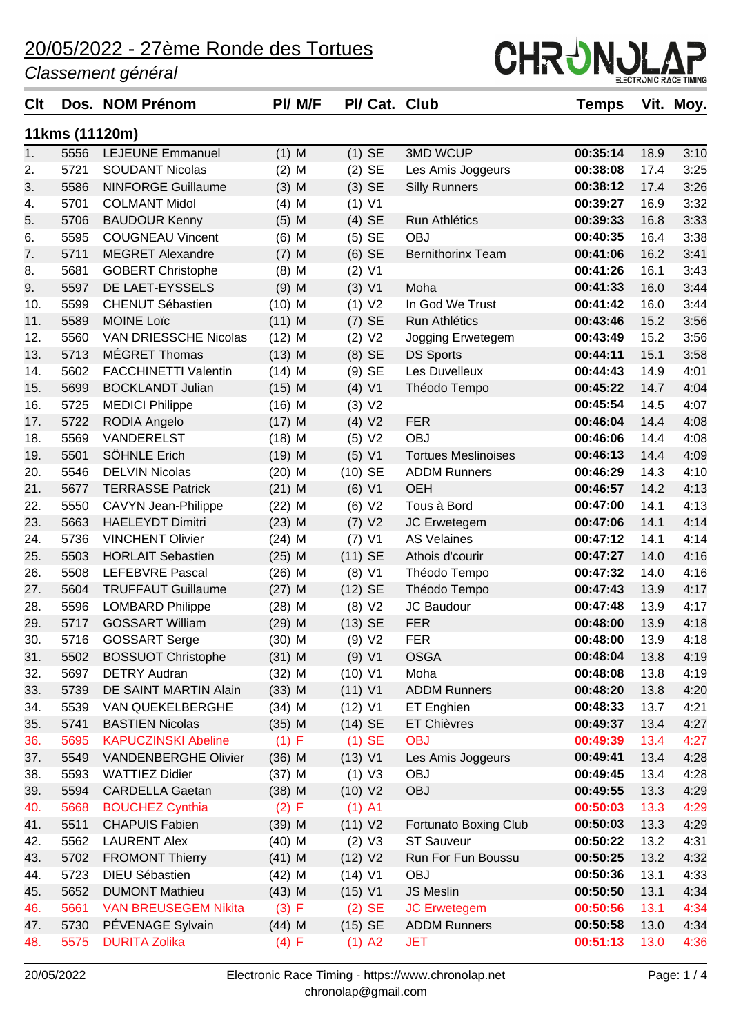# 20/05/2022 - 27ème Ronde des Tortues

*Classement général*

## 11kms (11120m)

| Clt | Dos. | NOM Prénom | Pl/ M/F | Pl/ Cat. | Club | Temps | Vit. | Moy. |
|---|---|---|---|---|---|---|---|---|
| 1. | 5556 | LEJEUNE Emmanuel | (1) M | (1) SE | 3MD WCUP | **00:35:14** | 18.9 | 3:10 |
| 2. | 5721 | SOUDANT Nicolas | (2) M | (2) SE | Les Amis Joggeurs | **00:38:08** | 17.4 | 3:25 |
| 3. | 5586 | NINFORGE Guillaume | (3) M | (3) SE | Silly Runners | **00:38:12** | 17.4 | 3:26 |
| 4. | 5701 | COLMANT Midol | (4) M | (1) V1 | | **00:39:27** | 16.9 | 3:32 |
| 5. | 5706 | BAUDOUR Kenny | (5) M | (4) SE | Run Athlétics | **00:39:33** | 16.8 | 3:33 |
| 6. | 5595 | COUGNEAU Vincent | (6) M | (5) SE | OBJ | **00:40:35** | 16.4 | 3:38 |
| 7. | 5711 | MEGRET Alexandre | (7) M | (6) SE | Bernithorinx Team | **00:41:06** | 16.2 | 3:41 |
| 8. | 5681 | GOBERT Christophe | (8) M | (2) V1 | | **00:41:26** | 16.1 | 3:43 |
| 9. | 5597 | DE LAET-EYSSELS | (9) M | (3) V1 | Moha | **00:41:33** | 16.0 | 3:44 |
| 10. | 5599 | CHENUT Sébastien | (10) M | (1) V2 | In God We Trust | **00:41:42** | 16.0 | 3:44 |
| 11. | 5589 | MOINE Loïc | (11) M | (7) SE | Run Athlétics | **00:43:46** | 15.2 | 3:56 |
| 12. | 5560 | VAN DRIESSCHE Nicolas | (12) M | (2) V2 | Jogging Erwetegem | **00:43:49** | 15.2 | 3:56 |
| 13. | 5713 | MÉGRET Thomas | (13) M | (8) SE | DS Sports | **00:44:11** | 15.1 | 3:58 |
| 14. | 5602 | FACCHINETTI Valentin | (14) M | (9) SE | Les Duvelleux | **00:44:43** | 14.9 | 4:01 |
| 15. | 5699 | BOCKLANDT Julian | (15) M | (4) V1 | Théodo Tempo | **00:45:22** | 14.7 | 4:04 |
| 16. | 5725 | MEDICI Philippe | (16) M | (3) V2 | | **00:45:54** | 14.5 | 4:07 |
| 17. | 5722 | RODIA Angelo | (17) M | (4) V2 | FER | **00:46:04** | 14.4 | 4:08 |
| 18. | 5569 | VANDERELST | (18) M | (5) V2 | OBJ | **00:46:06** | 14.4 | 4:08 |
| 19. | 5501 | SÖHNLE Erich | (19) M | (5) V1 | Tortues Meslinoises | **00:46:13** | 14.4 | 4:09 |
| 20. | 5546 | DELVIN Nicolas | (20) M | (10) SE | ADDM Runners | **00:46:29** | 14.3 | 4:10 |
| 21. | 5677 | TERRASSE Patrick | (21) M | (6) V1 | OEH | **00:46:57** | 14.2 | 4:13 |
| 22. | 5550 | CAVYN Jean-Philippe | (22) M | (6) V2 | Tous à Bord | **00:47:00** | 14.1 | 4:13 |
| 23. | 5663 | HAELEYDT Dimitri | (23) M | (7) V2 | JC Erwetegem | **00:47:06** | 14.1 | 4:14 |
| 24. | 5736 | VINCHENT Olivier | (24) M | (7) V1 | AS Velaines | **00:47:12** | 14.1 | 4:14 |
| 25. | 5503 | HORLAIT Sebastien | (25) M | (11) SE | Athois d'courir | **00:47:27** | 14.0 | 4:16 |
| 26. | 5508 | LEFEBVRE Pascal | (26) M | (8) V1 | Théodo Tempo | **00:47:32** | 14.0 | 4:16 |
| 27. | 5604 | TRUFFAUT Guillaume | (27) M | (12) SE | Théodo Tempo | **00:47:43** | 13.9 | 4:17 |
| 28. | 5596 | LOMBARD Philippe | (28) M | (8) V2 | JC Baudour | **00:47:48** | 13.9 | 4:17 |
| 29. | 5717 | GOSSART William | (29) M | (13) SE | FER | **00:48:00** | 13.9 | 4:18 |
| 30. | 5716 | GOSSART Serge | (30) M | (9) V2 | FER | **00:48:00** | 13.9 | 4:18 |
| 31. | 5502 | BOSSUOT Christophe | (31) M | (9) V1 | OSGA | **00:48:04** | 13.8 | 4:19 |
| 32. | 5697 | DETRY Audran | (32) M | (10) V1 | Moha | **00:48:08** | 13.8 | 4:19 |
| 33. | 5739 | DE SAINT MARTIN Alain | (33) M | (11) V1 | ADDM Runners | **00:48:20** | 13.8 | 4:20 |
| 34. | 5539 | VAN QUEKELBERGHE | (34) M | (12) V1 | ET Enghien | **00:48:33** | 13.7 | 4:21 |
| 35. | 5741 | BASTIEN Nicolas | (35) M | (14) SE | ET Chièvres | **00:49:37** | 13.4 | 4:27 |
| 36. | 5695 | KAPUCZINSKI Abeline | (1) F | (1) SE | OBJ | **00:49:39** | 13.4 | 4:27 |
| 37. | 5549 | VANDENBERGHE Olivier | (36) M | (13) V1 | Les Amis Joggeurs | **00:49:41** | 13.4 | 4:28 |
| 38. | 5593 | WATTIEZ Didier | (37) M | (1) V3 | OBJ | **00:49:45** | 13.4 | 4:28 |
| 39. | 5594 | CARDELLA Gaetan | (38) M | (10) V2 | OBJ | **00:49:55** | 13.3 | 4:29 |
| 40. | 5668 | BOUCHEZ Cynthia | (2) F | (1) A1 | | **00:50:03** | 13.3 | 4:29 |
| 41. | 5511 | CHAPUIS Fabien | (39) M | (11) V2 | Fortunato Boxing Club | **00:50:03** | 13.3 | 4:29 |
| 42. | 5562 | LAURENT Alex | (40) M | (2) V3 | ST Sauveur | **00:50:22** | 13.2 | 4:31 |
| 43. | 5702 | FROMONT Thierry | (41) M | (12) V2 | Run For Fun Boussu | **00:50:25** | 13.2 | 4:32 |
| 44. | 5723 | DIEU Sébastien | (42) M | (14) V1 | OBJ | **00:50:36** | 13.1 | 4:33 |
| 45. | 5652 | DUMONT Mathieu | (43) M | (15) V1 | JS Meslin | **00:50:50** | 13.1 | 4:34 |
| 46. | 5661 | VAN BREUSEGEM Nikita | (3) F | (2) SE | JC Erwetegem | **00:50:56** | 13.1 | 4:34 |
| 47. | 5730 | PÉVENAGE Sylvain | (44) M | (15) SE | ADDM Runners | **00:50:58** | 13.0 | 4:34 |
| 48. | 5575 | DURITA Zolika | (4) F | (1) A2 | JET | **00:51:13** | 13.0 | 4:36 |

20/05/2022 Electronic Race Timing - https://www.chronolap.net chronolap@gmail.com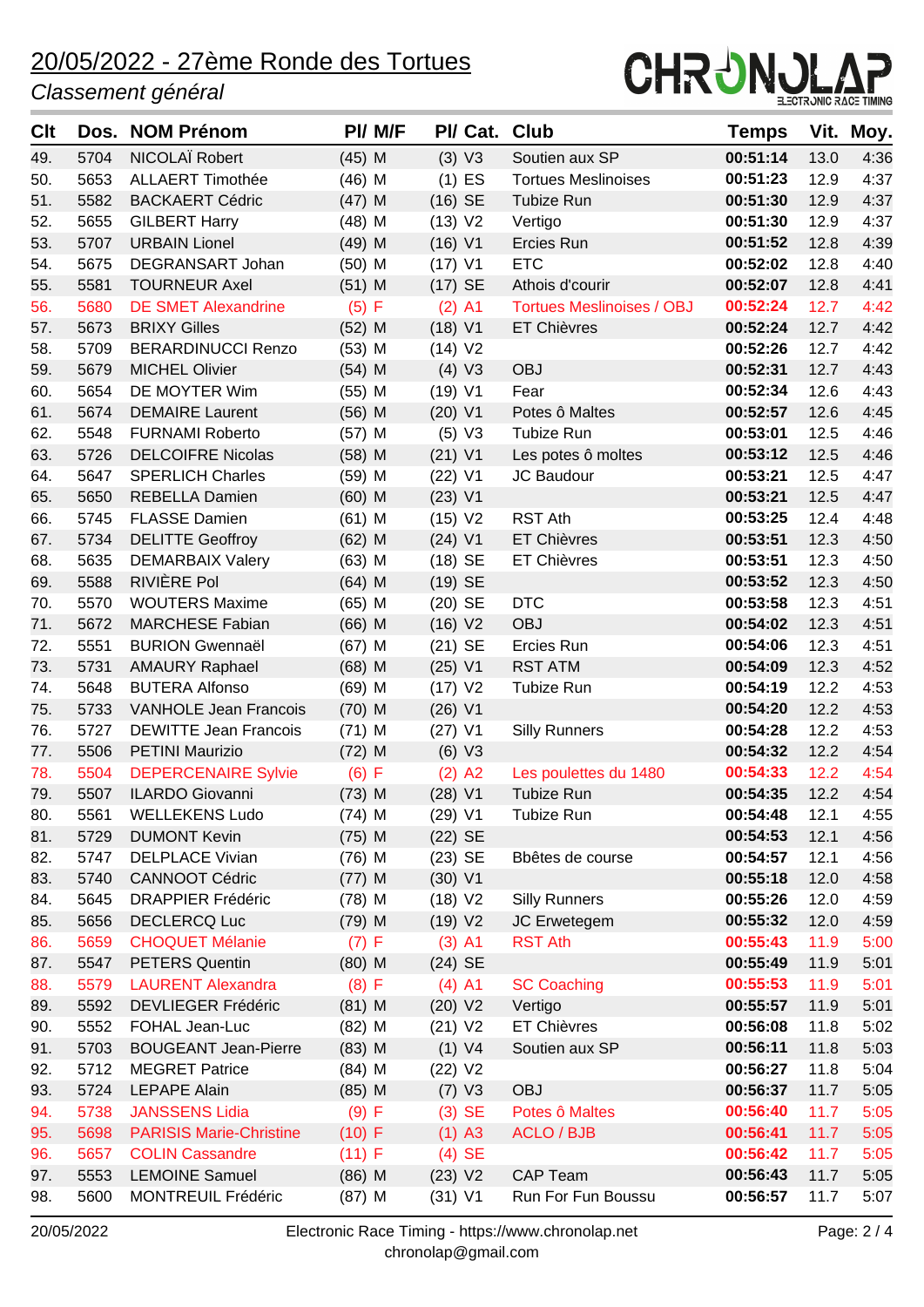# 20/05/2022 - 27ème Ronde des Tortues

*Classement général*

| Clt | Dos. | NOM Prénom | Pl/ M/F | Pl/ Cat. | Club | Temps | Vit. | Moy. |
|---|---|---|---|---|---|---|---|---|
| 49. | 5704 | NICOLAÏ Robert | (45) M | (3) V3 | Soutien aux SP | 00:51:14 | 13.0 | 4:36 |
| 50. | 5653 | ALLAERT Timothée | (46) M | (1) ES | Tortues Meslinoises | 00:51:23 | 12.9 | 4:37 |
| 51. | 5582 | BACKAERT Cédric | (47) M | (16) SE | Tubize Run | 00:51:30 | 12.9 | 4:37 |
| 52. | 5655 | GILBERT Harry | (48) M | (13) V2 | Vertigo | 00:51:30 | 12.9 | 4:37 |
| 53. | 5707 | URBAIN Lionel | (49) M | (16) V1 | Ercies Run | 00:51:52 | 12.8 | 4:39 |
| 54. | 5675 | DEGRANSART Johan | (50) M | (17) V1 | ETC | 00:52:02 | 12.8 | 4:40 |
| 55. | 5581 | TOURNEUR Axel | (51) M | (17) SE | Athois d'courir | 00:52:07 | 12.8 | 4:41 |
| 56. | 5680 | DE SMET Alexandrine | (5) F | (2) A1 | Tortues Meslinoises / OBJ | 00:52:24 | 12.7 | 4:42 |
| 57. | 5673 | BRIXY Gilles | (52) M | (18) V1 | ET Chièvres | 00:52:24 | 12.7 | 4:42 |
| 58. | 5709 | BERARDINUCCI Renzo | (53) M | (14) V2 | | 00:52:26 | 12.7 | 4:42 |
| 59. | 5679 | MICHEL Olivier | (54) M | (4) V3 | OBJ | 00:52:31 | 12.7 | 4:43 |
| 60. | 5654 | DE MOYTER Wim | (55) M | (19) V1 | Fear | 00:52:34 | 12.6 | 4:43 |
| 61. | 5674 | DEMAIRE Laurent | (56) M | (20) V1 | Potes ô Maltes | 00:52:57 | 12.6 | 4:45 |
| 62. | 5548 | FURNAMI Roberto | (57) M | (5) V3 | Tubize Run | 00:53:01 | 12.5 | 4:46 |
| 63. | 5726 | DELCOIFRE Nicolas | (58) M | (21) V1 | Les potes ô moltes | 00:53:12 | 12.5 | 4:46 |
| 64. | 5647 | SPERLICH Charles | (59) M | (22) V1 | JC Baudour | 00:53:21 | 12.5 | 4:47 |
| 65. | 5650 | REBELLA Damien | (60) M | (23) V1 | | 00:53:21 | 12.5 | 4:47 |
| 66. | 5745 | FLASSE Damien | (61) M | (15) V2 | RST Ath | 00:53:25 | 12.4 | 4:48 |
| 67. | 5734 | DELITTE Geoffroy | (62) M | (24) V1 | ET Chièvres | 00:53:51 | 12.3 | 4:50 |
| 68. | 5635 | DEMARBAIX Valery | (63) M | (18) SE | ET Chièvres | 00:53:51 | 12.3 | 4:50 |
| 69. | 5588 | RIVIÈRE Pol | (64) M | (19) SE | | 00:53:52 | 12.3 | 4:50 |
| 70. | 5570 | WOUTERS Maxime | (65) M | (20) SE | DTC | 00:53:58 | 12.3 | 4:51 |
| 71. | 5672 | MARCHESE Fabian | (66) M | (16) V2 | OBJ | 00:54:02 | 12.3 | 4:51 |
| 72. | 5551 | BURION Gwennaël | (67) M | (21) SE | Ercies Run | 00:54:06 | 12.3 | 4:51 |
| 73. | 5731 | AMAURY Raphael | (68) M | (25) V1 | RST ATM | 00:54:09 | 12.3 | 4:52 |
| 74. | 5648 | BUTERA Alfonso | (69) M | (17) V2 | Tubize Run | 00:54:19 | 12.2 | 4:53 |
| 75. | 5733 | VANHOLE Jean Francois | (70) M | (26) V1 | | 00:54:20 | 12.2 | 4:53 |
| 76. | 5727 | DEWITTE Jean Francois | (71) M | (27) V1 | Silly Runners | 00:54:28 | 12.2 | 4:53 |
| 77. | 5506 | PETINI Maurizio | (72) M | (6) V3 | | 00:54:32 | 12.2 | 4:54 |
| 78. | 5504 | DEPERCENAIRE Sylvie | (6) F | (2) A2 | Les poulettes du 1480 | 00:54:33 | 12.2 | 4:54 |
| 79. | 5507 | ILARDO Giovanni | (73) M | (28) V1 | Tubize Run | 00:54:35 | 12.2 | 4:54 |
| 80. | 5561 | WELLEKENS Ludo | (74) M | (29) V1 | Tubize Run | 00:54:48 | 12.1 | 4:55 |
| 81. | 5729 | DUMONT Kevin | (75) M | (22) SE | | 00:54:53 | 12.1 | 4:56 |
| 82. | 5747 | DELPLACE Vivian | (76) M | (23) SE | Bbêtes de course | 00:54:57 | 12.1 | 4:56 |
| 83. | 5740 | CANNOOT Cédric | (77) M | (30) V1 | | 00:55:18 | 12.0 | 4:58 |
| 84. | 5645 | DRAPPIER Frédéric | (78) M | (18) V2 | Silly Runners | 00:55:26 | 12.0 | 4:59 |
| 85. | 5656 | DECLERCQ Luc | (79) M | (19) V2 | JC Erwetegem | 00:55:32 | 12.0 | 4:59 |
| 86. | 5659 | CHOQUET Mélanie | (7) F | (3) A1 | RST Ath | 00:55:43 | 11.9 | 5:00 |
| 87. | 5547 | PETERS Quentin | (80) M | (24) SE | | 00:55:49 | 11.9 | 5:01 |
| 88. | 5579 | LAURENT Alexandra | (8) F | (4) A1 | SC Coaching | 00:55:53 | 11.9 | 5:01 |
| 89. | 5592 | DEVLIEGER Frédéric | (81) M | (20) V2 | Vertigo | 00:55:57 | 11.9 | 5:01 |
| 90. | 5552 | FOHAL Jean-Luc | (82) M | (21) V2 | ET Chièvres | 00:56:08 | 11.8 | 5:02 |
| 91. | 5703 | BOUGEANT Jean-Pierre | (83) M | (1) V4 | Soutien aux SP | 00:56:11 | 11.8 | 5:03 |
| 92. | 5712 | MEGRET Patrice | (84) M | (22) V2 | | 00:56:27 | 11.8 | 5:04 |
| 93. | 5724 | LEPAPE Alain | (85) M | (7) V3 | OBJ | 00:56:37 | 11.7 | 5:05 |
| 94. | 5738 | JANSSENS Lidia | (9) F | (3) SE | Potes ô Maltes | 00:56:40 | 11.7 | 5:05 |
| 95. | 5698 | PARISIS Marie-Christine | (10) F | (1) A3 | ACLO / BJB | 00:56:41 | 11.7 | 5:05 |
| 96. | 5657 | COLIN Cassandre | (11) F | (4) SE | | 00:56:42 | 11.7 | 5:05 |
| 97. | 5553 | LEMOINE Samuel | (86) M | (23) V2 | CAP Team | 00:56:43 | 11.7 | 5:05 |
| 98. | 5600 | MONTREUIL Frédéric | (87) M | (31) V1 | Run For Fun Boussu | 00:56:57 | 11.7 | 5:07 |

20/05/2022 Electronic Race Timing - https://www.chronolap.net chronolap@gmail.com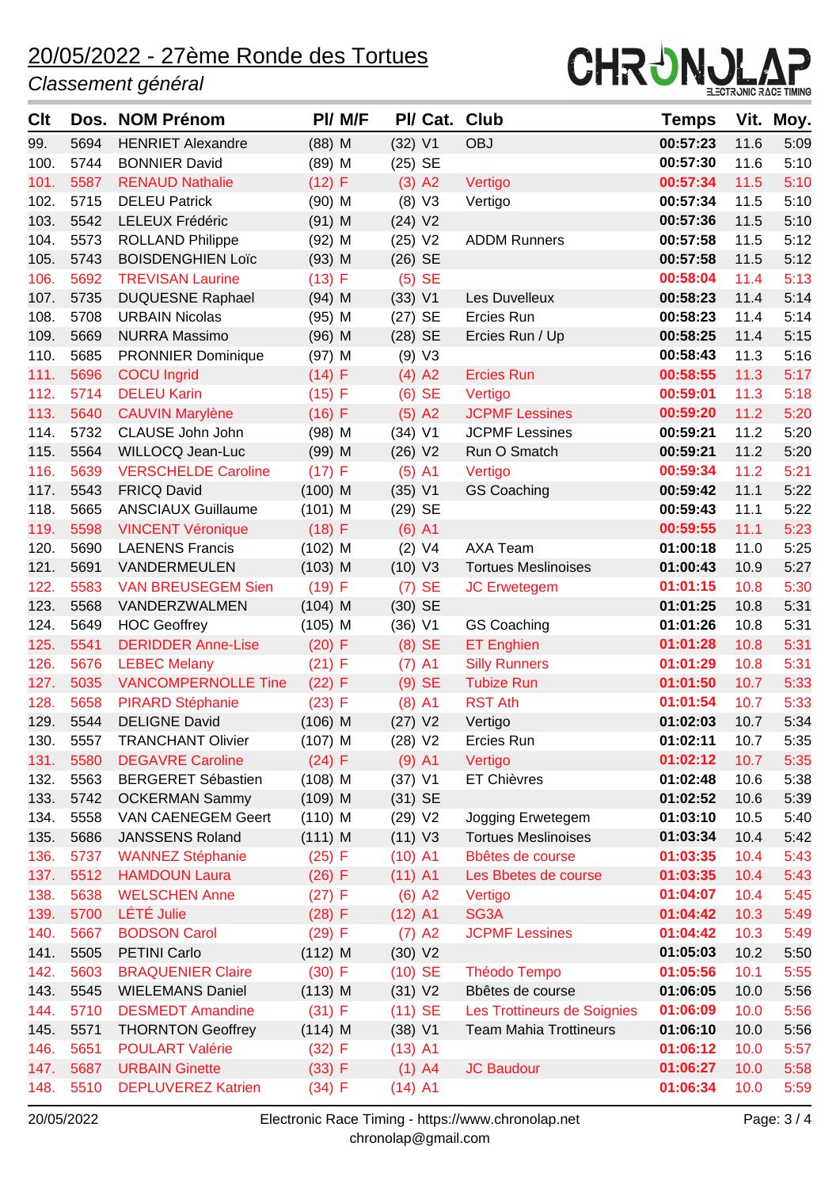# 20/05/2022 - 27ème Ronde des Tortues

*Classement général*

CHRONOLAP ELECTRONIC RACE TIMING

| Clt | Dos. | NOM Prénom | Pl/ M/F | Pl/ Cat. | Club | Temps | Vit. | Moy. |
|---|---|---|---|---|---|---|---|---|
| 99. | 5694 | HENRIET Alexandre | (88) M | (32) V1 | OBJ | **00:57:23** | 11.6 | 5:09 |
| 100. | 5744 | BONNIER David | (89) M | (25) SE | | **00:57:30** | 11.6 | 5:10 |
| 101. | 5587 | RENAUD Nathalie | (12) F | (3) A2 | Vertigo | **00:57:34** | 11.5 | 5:10 |
| 102. | 5715 | DELEU Patrick | (90) M | (8) V3 | Vertigo | **00:57:34** | 11.5 | 5:10 |
| 103. | 5542 | LELEUX Frédéric | (91) M | (24) V2 | | **00:57:36** | 11.5 | 5:10 |
| 104. | 5573 | ROLLAND Philippe | (92) M | (25) V2 | ADDM Runners | **00:57:58** | 11.5 | 5:12 |
| 105. | 5743 | BOISDENGHIEN Loïc | (93) M | (26) SE | | **00:57:58** | 11.5 | 5:12 |
| 106. | 5692 | TREVISAN Laurine | (13) F | (5) SE | | **00:58:04** | 11.4 | 5:13 |
| 107. | 5735 | DUQUESNE Raphael | (94) M | (33) V1 | Les Duvelleux | **00:58:23** | 11.4 | 5:14 |
| 108. | 5708 | URBAIN Nicolas | (95) M | (27) SE | Ercies Run | **00:58:23** | 11.4 | 5:14 |
| 109. | 5669 | NURRA Massimo | (96) M | (28) SE | Ercies Run / Up | **00:58:25** | 11.4 | 5:15 |
| 110. | 5685 | PRONNIER Dominique | (97) M | (9) V3 | | **00:58:43** | 11.3 | 5:16 |
| 111. | 5696 | COCU Ingrid | (14) F | (4) A2 | Ercies Run | **00:58:55** | 11.3 | 5:17 |
| 112. | 5714 | DELEU Karin | (15) F | (6) SE | Vertigo | **00:59:01** | 11.3 | 5:18 |
| 113. | 5640 | CAUVIN Marylène | (16) F | (5) A2 | JCPMF Lessines | **00:59:20** | 11.2 | 5:20 |
| 114. | 5732 | CLAUSE John John | (98) M | (34) V1 | JCPMF Lessines | **00:59:21** | 11.2 | 5:20 |
| 115. | 5564 | WILLOCQ Jean-Luc | (99) M | (26) V2 | Run O Smatch | **00:59:21** | 11.2 | 5:20 |
| 116. | 5639 | VERSCHELDE Caroline | (17) F | (5) A1 | Vertigo | **00:59:34** | 11.2 | 5:21 |
| 117. | 5543 | FRICQ David | (100) M | (35) V1 | GS Coaching | **00:59:42** | 11.1 | 5:22 |
| 118. | 5665 | ANSCIAUX Guillaume | (101) M | (29) SE | | **00:59:43** | 11.1 | 5:22 |
| 119. | 5598 | VINCENT Véronique | (18) F | (6) A1 | | **00:59:55** | 11.1 | 5:23 |
| 120. | 5690 | LAENENS Francis | (102) M | (2) V4 | AXA Team | **01:00:18** | 11.0 | 5:25 |
| 121. | 5691 | VANDERMEULEN | (103) M | (10) V3 | Tortues Meslinoises | **01:00:43** | 10.9 | 5:27 |
| 122. | 5583 | VAN BREUSEGEM Sien | (19) F | (7) SE | JC Erwetegem | **01:01:15** | 10.8 | 5:30 |
| 123. | 5568 | VANDERZWALMEN | (104) M | (30) SE | | **01:01:25** | 10.8 | 5:31 |
| 124. | 5649 | HOC Geoffrey | (105) M | (36) V1 | GS Coaching | **01:01:26** | 10.8 | 5:31 |
| 125. | 5541 | DERIDDER Anne-Lise | (20) F | (8) SE | ET Enghien | **01:01:28** | 10.8 | 5:31 |
| 126. | 5676 | LEBEC Melany | (21) F | (7) A1 | Silly Runners | **01:01:29** | 10.8 | 5:31 |
| 127. | 5035 | VANCOMPERNOLLE Tine | (22) F | (9) SE | Tubize Run | **01:01:50** | 10.7 | 5:33 |
| 128. | 5658 | PIRARD Stéphanie | (23) F | (8) A1 | RST Ath | **01:01:54** | 10.7 | 5:33 |
| 129. | 5544 | DELIGNE David | (106) M | (27) V2 | Vertigo | **01:02:03** | 10.7 | 5:34 |
| 130. | 5557 | TRANCHANT Olivier | (107) M | (28) V2 | Ercies Run | **01:02:11** | 10.7 | 5:35 |
| 131. | 5580 | DEGAVRE Caroline | (24) F | (9) A1 | Vertigo | **01:02:12** | 10.7 | 5:35 |
| 132. | 5563 | BERGERET Sébastien | (108) M | (37) V1 | ET Chièvres | **01:02:48** | 10.6 | 5:38 |
| 133. | 5742 | OCKERMAN Sammy | (109) M | (31) SE | | **01:02:52** | 10.6 | 5:39 |
| 134. | 5558 | VAN CAENEGEM Geert | (110) M | (29) V2 | Jogging Erwetegem | **01:03:10** | 10.5 | 5:40 |
| 135. | 5686 | JANSSENS Roland | (111) M | (11) V3 | Tortues Meslinoises | **01:03:34** | 10.4 | 5:42 |
| 136. | 5737 | WANNEZ Stéphanie | (25) F | (10) A1 | Bbêtes de course | **01:03:35** | 10.4 | 5:43 |
| 137. | 5512 | HAMDOUN Laura | (26) F | (11) A1 | Les Bbetes de course | **01:03:35** | 10.4 | 5:43 |
| 138. | 5638 | WELSCHEN Anne | (27) F | (6) A2 | Vertigo | **01:04:07** | 10.4 | 5:45 |
| 139. | 5700 | LÉTÉ Julie | (28) F | (12) A1 | SG3A | **01:04:42** | 10.3 | 5:49 |
| 140. | 5667 | BODSON Carol | (29) F | (7) A2 | JCPMF Lessines | **01:04:42** | 10.3 | 5:49 |
| 141. | 5505 | PETINI Carlo | (112) M | (30) V2 | | **01:05:03** | 10.2 | 5:50 |
| 142. | 5603 | BRAQUENIER Claire | (30) F | (10) SE | Théodo Tempo | **01:05:56** | 10.1 | 5:55 |
| 143. | 5545 | WIELEMANS Daniel | (113) M | (31) V2 | Bbêtes de course | **01:06:05** | 10.0 | 5:56 |
| 144. | 5710 | DESMEDT Amandine | (31) F | (11) SE | Les Trottineurs de Soignies | **01:06:09** | 10.0 | 5:56 |
| 145. | 5571 | THORNTON Geoffrey | (114) M | (38) V1 | Team Mahia Trottineurs | **01:06:10** | 10.0 | 5:56 |
| 146. | 5651 | POULART Valérie | (32) F | (13) A1 | | **01:06:12** | 10.0 | 5:57 |
| 147. | 5687 | URBAIN Ginette | (33) F | (1) A4 | JC Baudour | **01:06:27** | 10.0 | 5:58 |
| 148. | 5510 | DEPLUVEREZ Katrien | (34) F | (14) A1 | | **01:06:34** | 10.0 | 5:59 |

20/05/2022 — Electronic Race Timing - https://www.chronolap.net — chronolap@gmail.com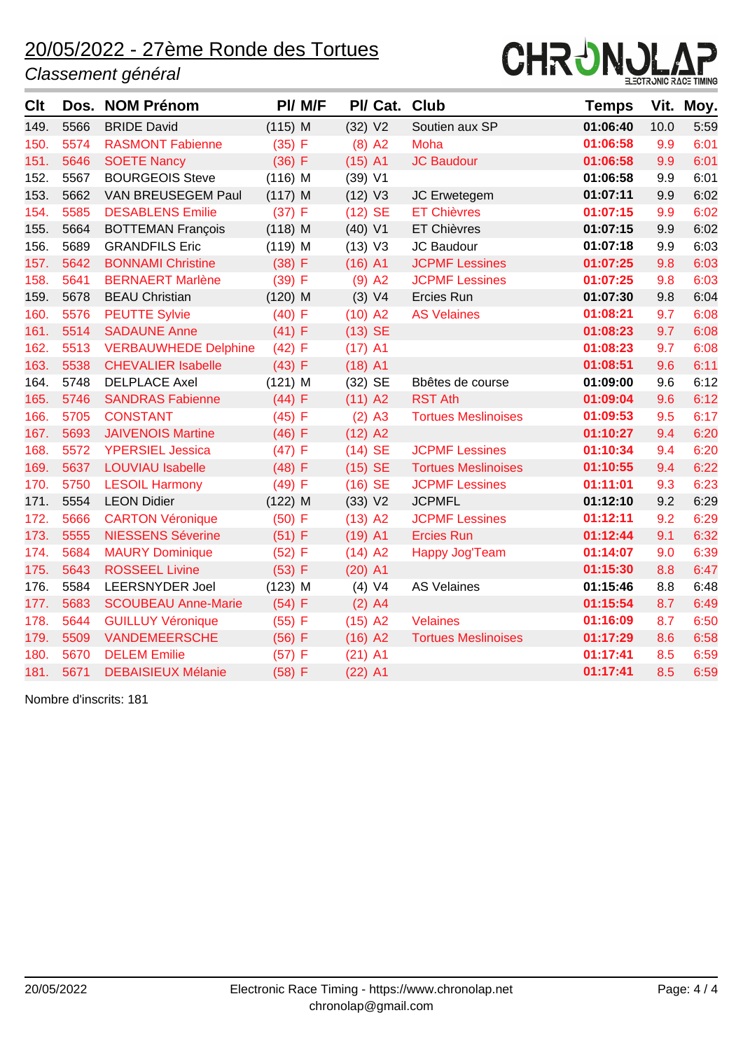# 20/05/2022 - 27ème Ronde des Tortues

*Classement général*

| Clt | Dos. | NOM Prénom | Pl/ M/F | | Pl/ Cat. | | Club | Temps | Vit. | Moy. |
|---|---|---|---|---|---|---|---|---|---|---|
| 149. | 5566 | BRIDE David | (115) | M | (32) | V2 | Soutien aux SP | 01:06:40 | 10.0 | 5:59 |
| 150. | 5574 | RASMONT Fabienne | (35) | F | (8) | A2 | Moha | 01:06:58 | 9.9 | 6:01 |
| 151. | 5646 | SOETE Nancy | (36) | F | (15) | A1 | JC Baudour | 01:06:58 | 9.9 | 6:01 |
| 152. | 5567 | BOURGEOIS Steve | (116) | M | (39) | V1 | | 01:06:58 | 9.9 | 6:01 |
| 153. | 5662 | VAN BREUSEGEM Paul | (117) | M | (12) | V3 | JC Erwetegem | 01:07:11 | 9.9 | 6:02 |
| 154. | 5585 | DESABLENS Emilie | (37) | F | (12) | SE | ET Chièvres | 01:07:15 | 9.9 | 6:02 |
| 155. | 5664 | BOTTEMAN François | (118) | M | (40) | V1 | ET Chièvres | 01:07:15 | 9.9 | 6:02 |
| 156. | 5689 | GRANDFILS Eric | (119) | M | (13) | V3 | JC Baudour | 01:07:18 | 9.9 | 6:03 |
| 157. | 5642 | BONNAMI Christine | (38) | F | (16) | A1 | JCPMF Lessines | 01:07:25 | 9.8 | 6:03 |
| 158. | 5641 | BERNAERT Marlène | (39) | F | (9) | A2 | JCPMF Lessines | 01:07:25 | 9.8 | 6:03 |
| 159. | 5678 | BEAU Christian | (120) | M | (3) | V4 | Ercies Run | 01:07:30 | 9.8 | 6:04 |
| 160. | 5576 | PEUTTE Sylvie | (40) | F | (10) | A2 | AS Velaines | 01:08:21 | 9.7 | 6:08 |
| 161. | 5514 | SADAUNE Anne | (41) | F | (13) | SE | | 01:08:23 | 9.7 | 6:08 |
| 162. | 5513 | VERBAUWHEDE Delphine | (42) | F | (17) | A1 | | 01:08:23 | 9.7 | 6:08 |
| 163. | 5538 | CHEVALIER Isabelle | (43) | F | (18) | A1 | | 01:08:51 | 9.6 | 6:11 |
| 164. | 5748 | DELPLACE Axel | (121) | M | (32) | SE | Bbêtes de course | 01:09:00 | 9.6 | 6:12 |
| 165. | 5746 | SANDRAS Fabienne | (44) | F | (11) | A2 | RST Ath | 01:09:04 | 9.6 | 6:12 |
| 166. | 5705 | CONSTANT | (45) | F | (2) | A3 | Tortues Meslinoises | 01:09:53 | 9.5 | 6:17 |
| 167. | 5693 | JAIVENOIS Martine | (46) | F | (12) | A2 | | 01:10:27 | 9.4 | 6:20 |
| 168. | 5572 | YPERSIEL Jessica | (47) | F | (14) | SE | JCPMF Lessines | 01:10:34 | 9.4 | 6:20 |
| 169. | 5637 | LOUVIAU Isabelle | (48) | F | (15) | SE | Tortues Meslinoises | 01:10:55 | 9.4 | 6:22 |
| 170. | 5750 | LESOIL Harmony | (49) | F | (16) | SE | JCPMF Lessines | 01:11:01 | 9.3 | 6:23 |
| 171. | 5554 | LEON Didier | (122) | M | (33) | V2 | JCPMFL | 01:12:10 | 9.2 | 6:29 |
| 172. | 5666 | CARTON Véronique | (50) | F | (13) | A2 | JCPMF Lessines | 01:12:11 | 9.2 | 6:29 |
| 173. | 5555 | NIESSENS Séverine | (51) | F | (19) | A1 | Ercies Run | 01:12:44 | 9.1 | 6:32 |
| 174. | 5684 | MAURY Dominique | (52) | F | (14) | A2 | Happy Jog'Team | 01:14:07 | 9.0 | 6:39 |
| 175. | 5643 | ROSSEEL Livine | (53) | F | (20) | A1 | | 01:15:30 | 8.8 | 6:47 |
| 176. | 5584 | LEERSNYDER Joel | (123) | M | (4) | V4 | AS Velaines | 01:15:46 | 8.8 | 6:48 |
| 177. | 5683 | SCOUBEAU Anne-Marie | (54) | F | (2) | A4 | | 01:15:54 | 8.7 | 6:49 |
| 178. | 5644 | GUILLUY Véronique | (55) | F | (15) | A2 | Velaines | 01:16:09 | 8.7 | 6:50 |
| 179. | 5509 | VANDEMEERSCHE | (56) | F | (16) | A2 | Tortues Meslinoises | 01:17:29 | 8.6 | 6:58 |
| 180. | 5670 | DELEM Emilie | (57) | F | (21) | A1 | | 01:17:41 | 8.5 | 6:59 |
| 181. | 5671 | DEBAISIEUX Mélanie | (58) | F | (22) | A1 | | 01:17:41 | 8.5 | 6:59 |

Nombre d'inscrits: 181